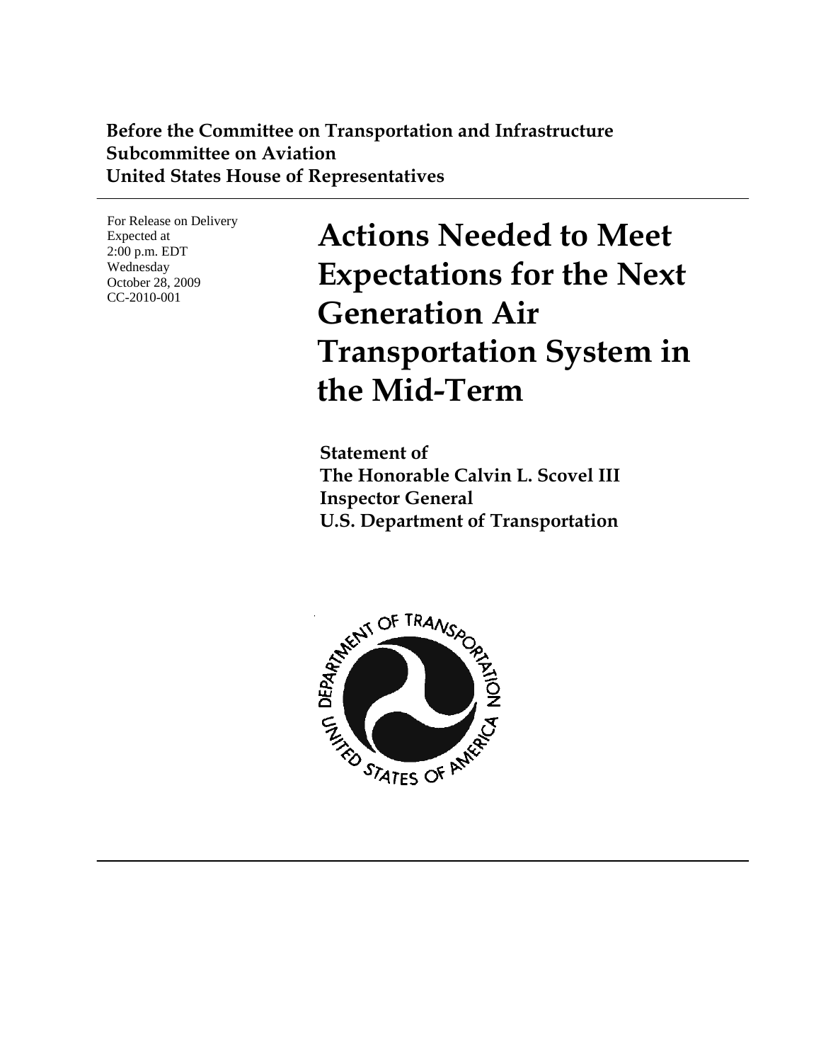**Before the Committee on Transportation and Infrastructure**
**Subcommittee on Aviation**
**United States House of Representatives**

For Release on Delivery
Expected at
2:00 p.m. EDT
Wednesday
October 28, 2009
CC-2010-001

# Actions Needed to Meet Expectations for the Next Generation Air Transportation System in the Mid-Term

**Statement of**
**The Honorable Calvin L. Scovel III**
**Inspector General**
**U.S. Department of Transportation**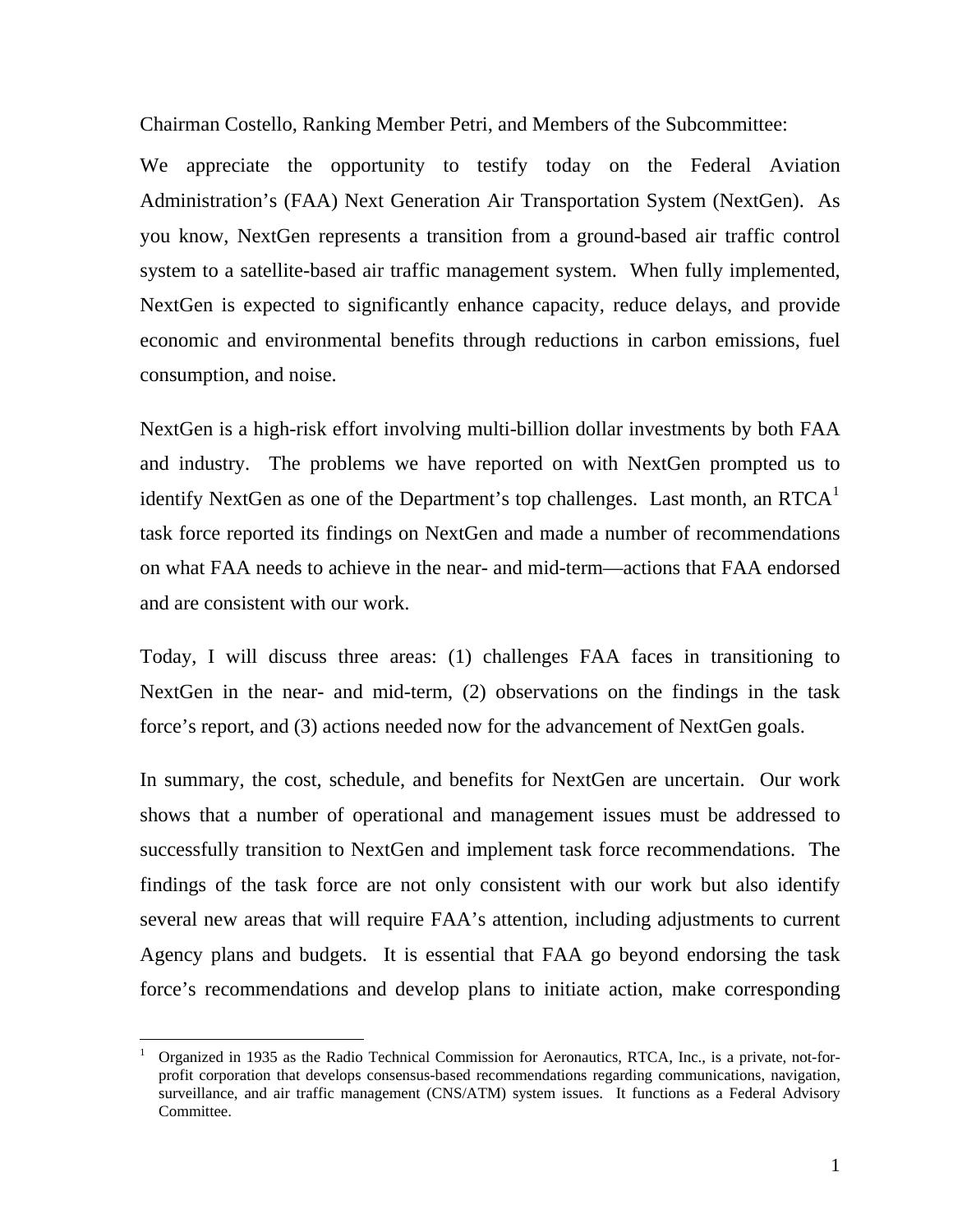Chairman Costello, Ranking Member Petri, and Members of the Subcommittee:

We appreciate the opportunity to testify today on the Federal Aviation Administration's (FAA) Next Generation Air Transportation System (NextGen). As you know, NextGen represents a transition from a ground-based air traffic control system to a satellite-based air traffic management system. When fully implemented, NextGen is expected to significantly enhance capacity, reduce delays, and provide economic and environmental benefits through reductions in carbon emissions, fuel consumption, and noise.

NextGen is a high-risk effort involving multi-billion dollar investments by both FAA and industry. The problems we have reported on with NextGen prompted us to identify NextGen as one of the Department's top challenges. Last month, an RTCA[1] task force reported its findings on NextGen and made a number of recommendations on what FAA needs to achieve in the near- and mid-term—actions that FAA endorsed and are consistent with our work.

Today, I will discuss three areas: (1) challenges FAA faces in transitioning to NextGen in the near- and mid-term, (2) observations on the findings in the task force's report, and (3) actions needed now for the advancement of NextGen goals.

In summary, the cost, schedule, and benefits for NextGen are uncertain. Our work shows that a number of operational and management issues must be addressed to successfully transition to NextGen and implement task force recommendations. The findings of the task force are not only consistent with our work but also identify several new areas that will require FAA's attention, including adjustments to current Agency plans and budgets. It is essential that FAA go beyond endorsing the task force's recommendations and develop plans to initiate action, make corresponding

[1] Organized in 1935 as the Radio Technical Commission for Aeronautics, RTCA, Inc., is a private, not-for-profit corporation that develops consensus-based recommendations regarding communications, navigation, surveillance, and air traffic management (CNS/ATM) system issues. It functions as a Federal Advisory Committee.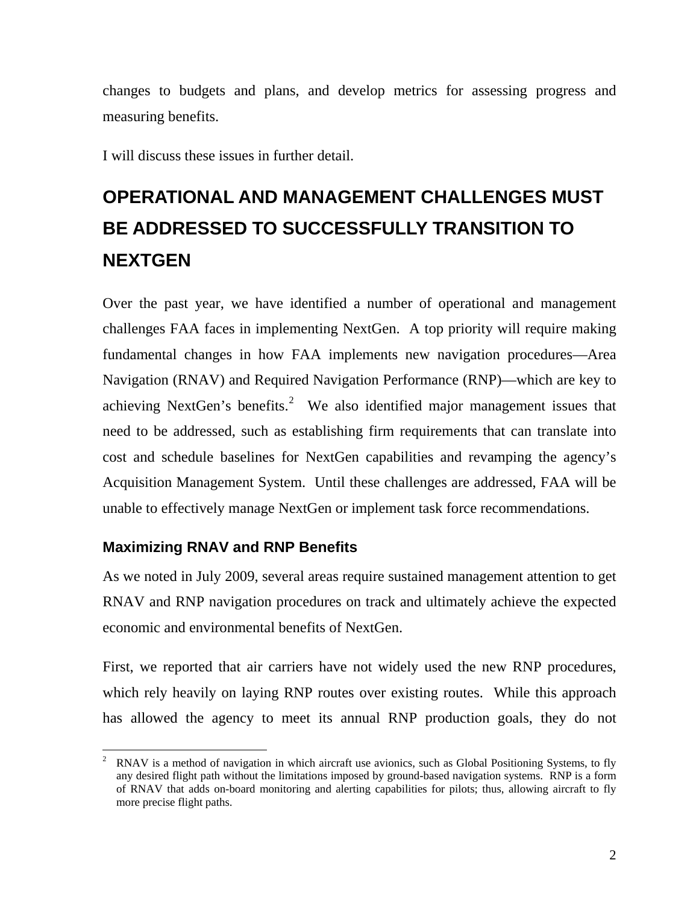changes to budgets and plans, and develop metrics for assessing progress and measuring benefits.

I will discuss these issues in further detail.

## OPERATIONAL AND MANAGEMENT CHALLENGES MUST BE ADDRESSED TO SUCCESSFULLY TRANSITION TO NEXTGEN

Over the past year, we have identified a number of operational and management challenges FAA faces in implementing NextGen. A top priority will require making fundamental changes in how FAA implements new navigation procedures—Area Navigation (RNAV) and Required Navigation Performance (RNP)—which are key to achieving NextGen's benefits.[2] We also identified major management issues that need to be addressed, such as establishing firm requirements that can translate into cost and schedule baselines for NextGen capabilities and revamping the agency's Acquisition Management System. Until these challenges are addressed, FAA will be unable to effectively manage NextGen or implement task force recommendations.

### Maximizing RNAV and RNP Benefits

As we noted in July 2009, several areas require sustained management attention to get RNAV and RNP navigation procedures on track and ultimately achieve the expected economic and environmental benefits of NextGen.

First, we reported that air carriers have not widely used the new RNP procedures, which rely heavily on laying RNP routes over existing routes. While this approach has allowed the agency to meet its annual RNP production goals, they do not

[2] RNAV is a method of navigation in which aircraft use avionics, such as Global Positioning Systems, to fly any desired flight path without the limitations imposed by ground-based navigation systems. RNP is a form of RNAV that adds on-board monitoring and alerting capabilities for pilots; thus, allowing aircraft to fly more precise flight paths.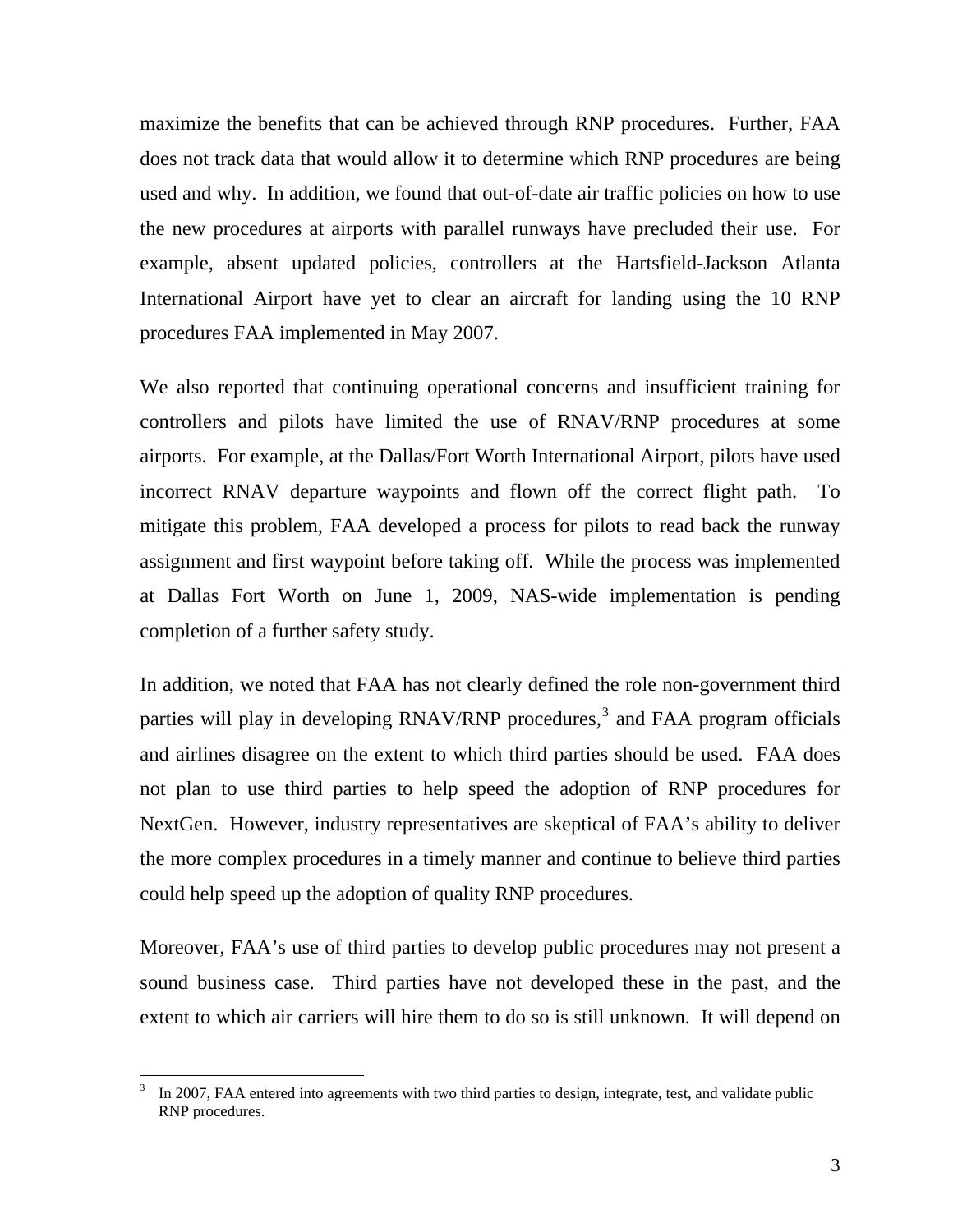maximize the benefits that can be achieved through RNP procedures. Further, FAA does not track data that would allow it to determine which RNP procedures are being used and why. In addition, we found that out-of-date air traffic policies on how to use the new procedures at airports with parallel runways have precluded their use. For example, absent updated policies, controllers at the Hartsfield-Jackson Atlanta International Airport have yet to clear an aircraft for landing using the 10 RNP procedures FAA implemented in May 2007.

We also reported that continuing operational concerns and insufficient training for controllers and pilots have limited the use of RNAV/RNP procedures at some airports. For example, at the Dallas/Fort Worth International Airport, pilots have used incorrect RNAV departure waypoints and flown off the correct flight path. To mitigate this problem, FAA developed a process for pilots to read back the runway assignment and first waypoint before taking off. While the process was implemented at Dallas Fort Worth on June 1, 2009, NAS-wide implementation is pending completion of a further safety study.

In addition, we noted that FAA has not clearly defined the role non-government third parties will play in developing RNAV/RNP procedures,[3] and FAA program officials and airlines disagree on the extent to which third parties should be used. FAA does not plan to use third parties to help speed the adoption of RNP procedures for NextGen. However, industry representatives are skeptical of FAA's ability to deliver the more complex procedures in a timely manner and continue to believe third parties could help speed up the adoption of quality RNP procedures.

Moreover, FAA's use of third parties to develop public procedures may not present a sound business case. Third parties have not developed these in the past, and the extent to which air carriers will hire them to do so is still unknown. It will depend on

---

[3] In 2007, FAA entered into agreements with two third parties to design, integrate, test, and validate public RNP procedures.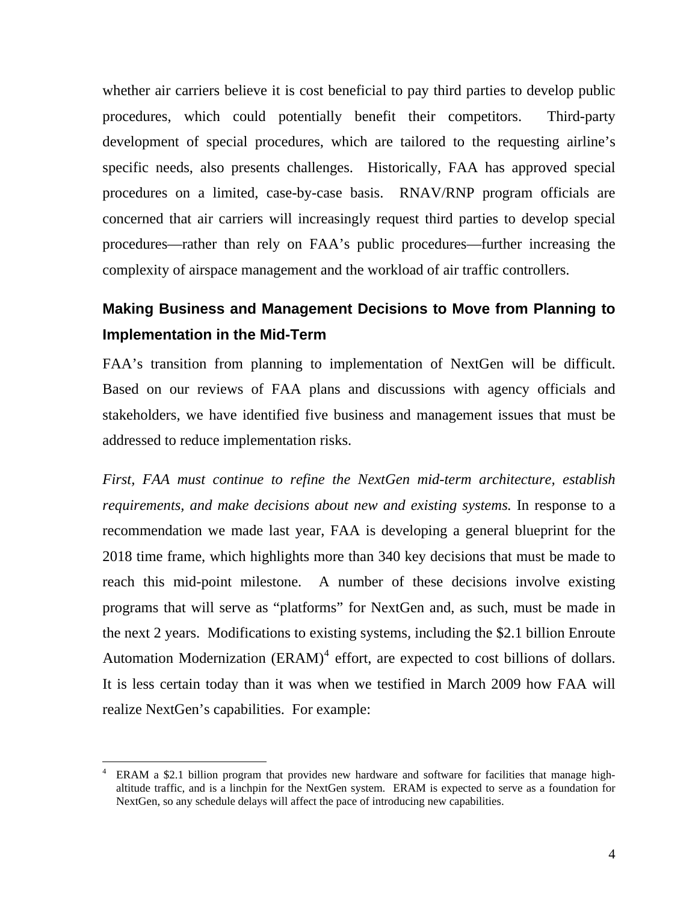whether air carriers believe it is cost beneficial to pay third parties to develop public procedures, which could potentially benefit their competitors. Third-party development of special procedures, which are tailored to the requesting airline's specific needs, also presents challenges. Historically, FAA has approved special procedures on a limited, case-by-case basis. RNAV/RNP program officials are concerned that air carriers will increasingly request third parties to develop special procedures—rather than rely on FAA's public procedures—further increasing the complexity of airspace management and the workload of air traffic controllers.

## Making Business and Management Decisions to Move from Planning to Implementation in the Mid-Term

FAA's transition from planning to implementation of NextGen will be difficult. Based on our reviews of FAA plans and discussions with agency officials and stakeholders, we have identified five business and management issues that must be addressed to reduce implementation risks.

*First, FAA must continue to refine the NextGen mid-term architecture, establish requirements, and make decisions about new and existing systems.* In response to a recommendation we made last year, FAA is developing a general blueprint for the 2018 time frame, which highlights more than 340 key decisions that must be made to reach this mid-point milestone. A number of these decisions involve existing programs that will serve as "platforms" for NextGen and, as such, must be made in the next 2 years. Modifications to existing systems, including the $2.1 billion Enroute Automation Modernization (ERAM)[4] effort, are expected to cost billions of dollars. It is less certain today than it was when we testified in March 2009 how FAA will realize NextGen's capabilities. For example:

---

[4] ERAM a $2.1 billion program that provides new hardware and software for facilities that manage high-altitude traffic, and is a linchpin for the NextGen system. ERAM is expected to serve as a foundation for NextGen, so any schedule delays will affect the pace of introducing new capabilities.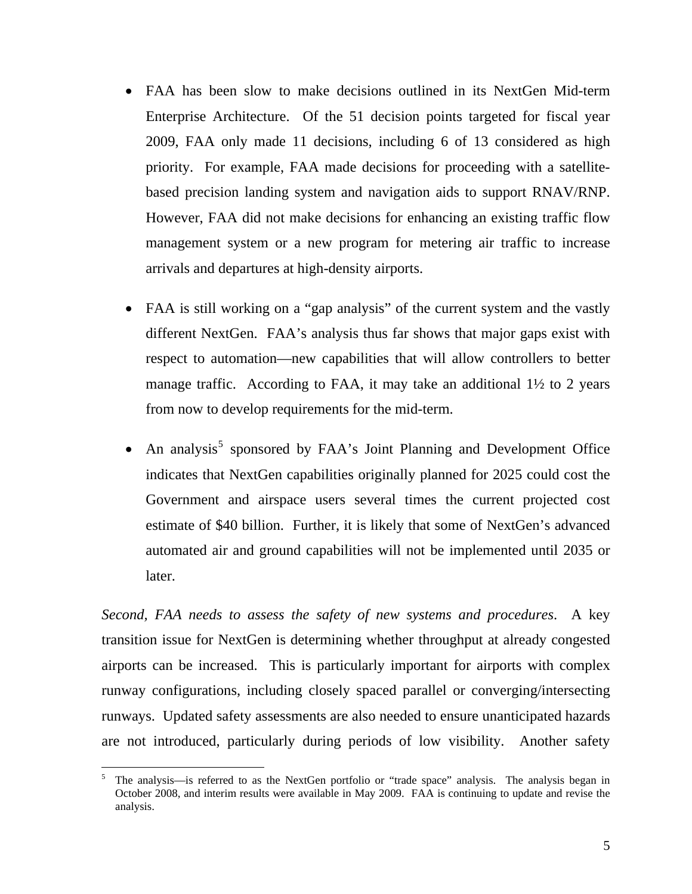- FAA has been slow to make decisions outlined in its NextGen Mid-term Enterprise Architecture. Of the 51 decision points targeted for fiscal year 2009, FAA only made 11 decisions, including 6 of 13 considered as high priority. For example, FAA made decisions for proceeding with a satellite-based precision landing system and navigation aids to support RNAV/RNP. However, FAA did not make decisions for enhancing an existing traffic flow management system or a new program for metering air traffic to increase arrivals and departures at high-density airports.

- FAA is still working on a "gap analysis" of the current system and the vastly different NextGen. FAA's analysis thus far shows that major gaps exist with respect to automation—new capabilities that will allow controllers to better manage traffic. According to FAA, it may take an additional 1½ to 2 years from now to develop requirements for the mid-term.

- An analysis[5] sponsored by FAA's Joint Planning and Development Office indicates that NextGen capabilities originally planned for 2025 could cost the Government and airspace users several times the current projected cost estimate of $40 billion. Further, it is likely that some of NextGen's advanced automated air and ground capabilities will not be implemented until 2035 or later.

*Second, FAA needs to assess the safety of new systems and procedures*. A key transition issue for NextGen is determining whether throughput at already congested airports can be increased. This is particularly important for airports with complex runway configurations, including closely spaced parallel or converging/intersecting runways. Updated safety assessments are also needed to ensure unanticipated hazards are not introduced, particularly during periods of low visibility. Another safety

[5] The analysis—is referred to as the NextGen portfolio or "trade space" analysis. The analysis began in October 2008, and interim results were available in May 2009. FAA is continuing to update and revise the analysis.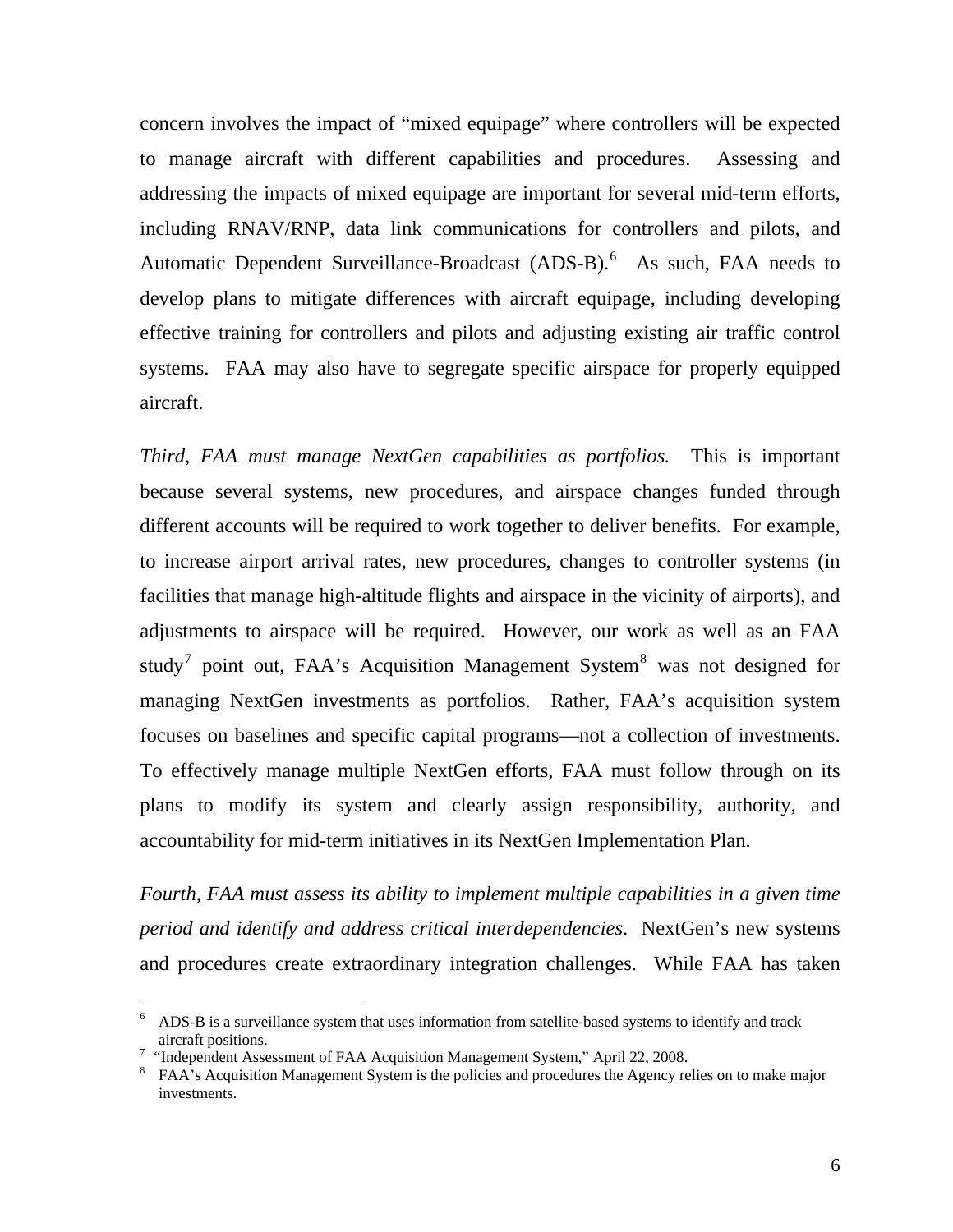concern involves the impact of "mixed equipage" where controllers will be expected to manage aircraft with different capabilities and procedures. Assessing and addressing the impacts of mixed equipage are important for several mid-term efforts, including RNAV/RNP, data link communications for controllers and pilots, and Automatic Dependent Surveillance-Broadcast (ADS-B).[6] As such, FAA needs to develop plans to mitigate differences with aircraft equipage, including developing effective training for controllers and pilots and adjusting existing air traffic control systems. FAA may also have to segregate specific airspace for properly equipped aircraft.

*Third, FAA must manage NextGen capabilities as portfolios.* This is important because several systems, new procedures, and airspace changes funded through different accounts will be required to work together to deliver benefits. For example, to increase airport arrival rates, new procedures, changes to controller systems (in facilities that manage high-altitude flights and airspace in the vicinity of airports), and adjustments to airspace will be required. However, our work as well as an FAA study[7] point out, FAA's Acquisition Management System[8] was not designed for managing NextGen investments as portfolios. Rather, FAA's acquisition system focuses on baselines and specific capital programs—not a collection of investments. To effectively manage multiple NextGen efforts, FAA must follow through on its plans to modify its system and clearly assign responsibility, authority, and accountability for mid-term initiatives in its NextGen Implementation Plan.

*Fourth, FAA must assess its ability to implement multiple capabilities in a given time period and identify and address critical interdependencies.* NextGen's new systems and procedures create extraordinary integration challenges. While FAA has taken

---

[6] ADS-B is a surveillance system that uses information from satellite-based systems to identify and track aircraft positions.

[7] "Independent Assessment of FAA Acquisition Management System," April 22, 2008.

[8] FAA's Acquisition Management System is the policies and procedures the Agency relies on to make major investments.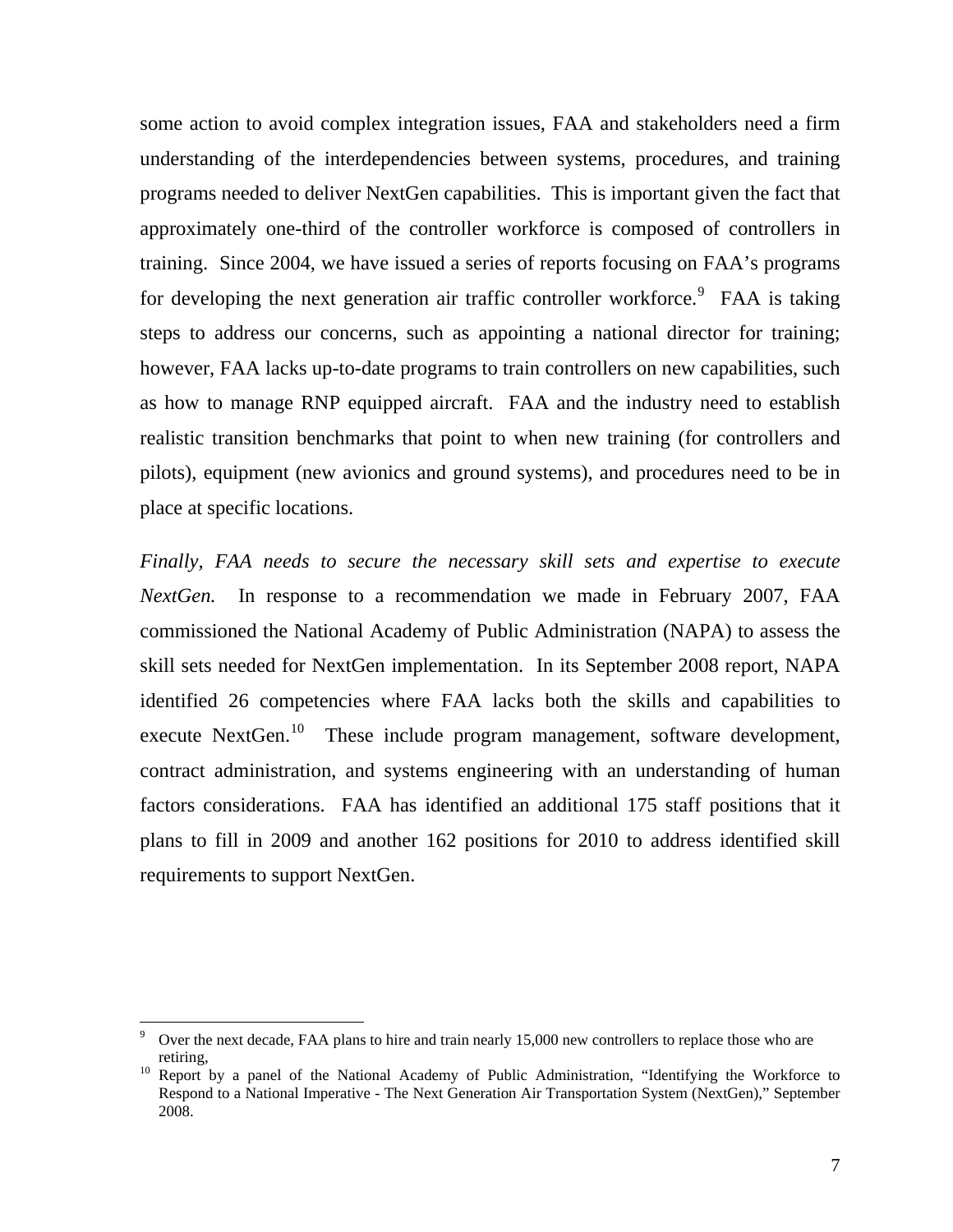some action to avoid complex integration issues, FAA and stakeholders need a firm understanding of the interdependencies between systems, procedures, and training programs needed to deliver NextGen capabilities. This is important given the fact that approximately one-third of the controller workforce is composed of controllers in training. Since 2004, we have issued a series of reports focusing on FAA's programs for developing the next generation air traffic controller workforce.[9] FAA is taking steps to address our concerns, such as appointing a national director for training; however, FAA lacks up-to-date programs to train controllers on new capabilities, such as how to manage RNP equipped aircraft. FAA and the industry need to establish realistic transition benchmarks that point to when new training (for controllers and pilots), equipment (new avionics and ground systems), and procedures need to be in place at specific locations.

*Finally, FAA needs to secure the necessary skill sets and expertise to execute NextGen.* In response to a recommendation we made in February 2007, FAA commissioned the National Academy of Public Administration (NAPA) to assess the skill sets needed for NextGen implementation. In its September 2008 report, NAPA identified 26 competencies where FAA lacks both the skills and capabilities to execute NextGen.[10] These include program management, software development, contract administration, and systems engineering with an understanding of human factors considerations. FAA has identified an additional 175 staff positions that it plans to fill in 2009 and another 162 positions for 2010 to address identified skill requirements to support NextGen.

---

[9] Over the next decade, FAA plans to hire and train nearly 15,000 new controllers to replace those who are retiring,

[10] Report by a panel of the National Academy of Public Administration, "Identifying the Workforce to Respond to a National Imperative - The Next Generation Air Transportation System (NextGen)," September 2008.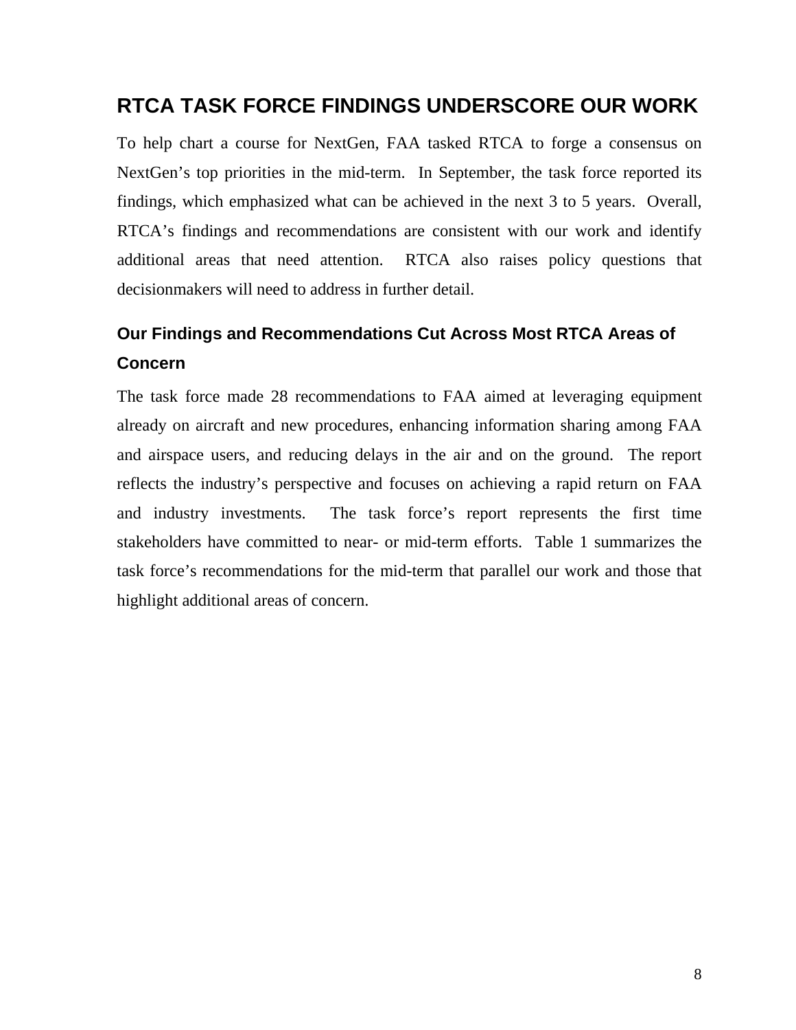## RTCA TASK FORCE FINDINGS UNDERSCORE OUR WORK

To help chart a course for NextGen, FAA tasked RTCA to forge a consensus on NextGen's top priorities in the mid-term. In September, the task force reported its findings, which emphasized what can be achieved in the next 3 to 5 years. Overall, RTCA's findings and recommendations are consistent with our work and identify additional areas that need attention. RTCA also raises policy questions that decisionmakers will need to address in further detail.

### Our Findings and Recommendations Cut Across Most RTCA Areas of Concern

The task force made 28 recommendations to FAA aimed at leveraging equipment already on aircraft and new procedures, enhancing information sharing among FAA and airspace users, and reducing delays in the air and on the ground. The report reflects the industry's perspective and focuses on achieving a rapid return on FAA and industry investments. The task force's report represents the first time stakeholders have committed to near- or mid-term efforts. Table 1 summarizes the task force's recommendations for the mid-term that parallel our work and those that highlight additional areas of concern.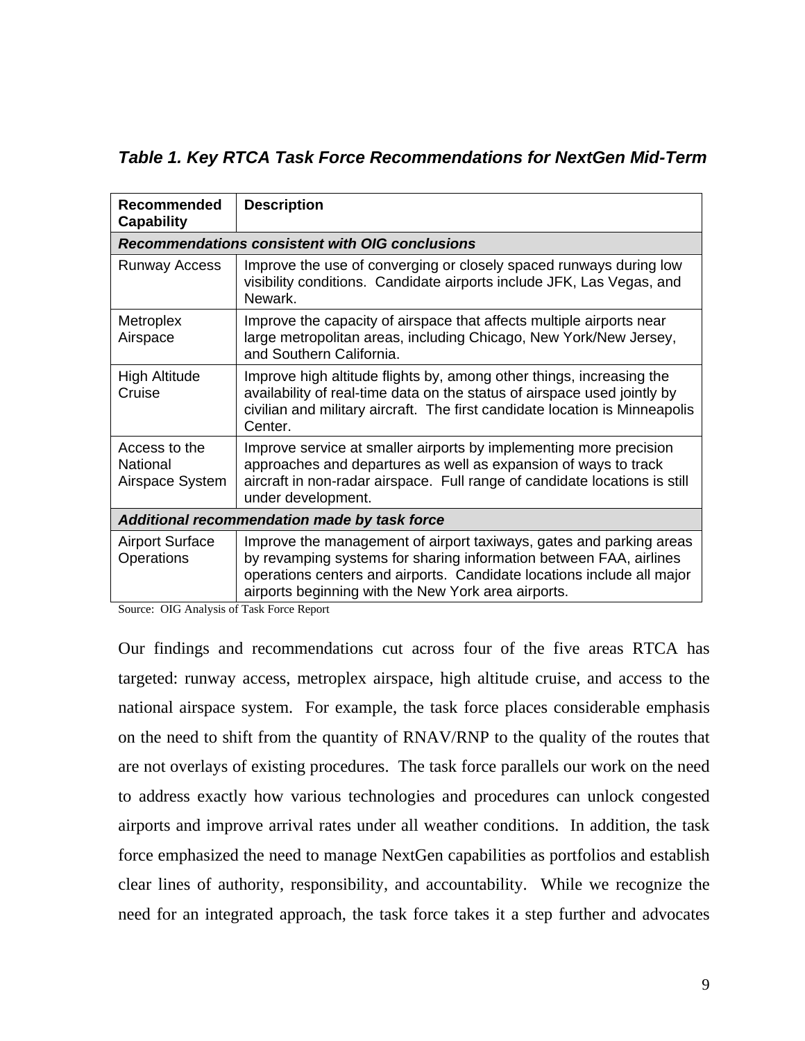***Table 1. Key RTCA Task Force Recommendations for NextGen Mid-Term***

| **Recommended Capability** | **Description** |
|---|---|
| ***Recommendations consistent with OIG conclusions*** | |
| Runway Access | Improve the use of converging or closely spaced runways during low visibility conditions. Candidate airports include JFK, Las Vegas, and Newark. |
| Metroplex Airspace | Improve the capacity of airspace that affects multiple airports near large metropolitan areas, including Chicago, New York/New Jersey, and Southern California. |
| High Altitude Cruise | Improve high altitude flights by, among other things, increasing the availability of real-time data on the status of airspace used jointly by civilian and military aircraft. The first candidate location is Minneapolis Center. |
| Access to the National Airspace System | Improve service at smaller airports by implementing more precision approaches and departures as well as expansion of ways to track aircraft in non-radar airspace. Full range of candidate locations is still under development. |
| ***Additional recommendation made by task force*** | |
| Airport Surface Operations | Improve the management of airport taxiways, gates and parking areas by revamping systems for sharing information between FAA, airlines operations centers and airports. Candidate locations include all major airports beginning with the New York area airports. |

Source: OIG Analysis of Task Force Report

Our findings and recommendations cut across four of the five areas RTCA has targeted: runway access, metroplex airspace, high altitude cruise, and access to the national airspace system. For example, the task force places considerable emphasis on the need to shift from the quantity of RNAV/RNP to the quality of the routes that are not overlays of existing procedures. The task force parallels our work on the need to address exactly how various technologies and procedures can unlock congested airports and improve arrival rates under all weather conditions. In addition, the task force emphasized the need to manage NextGen capabilities as portfolios and establish clear lines of authority, responsibility, and accountability. While we recognize the need for an integrated approach, the task force takes it a step further and advocates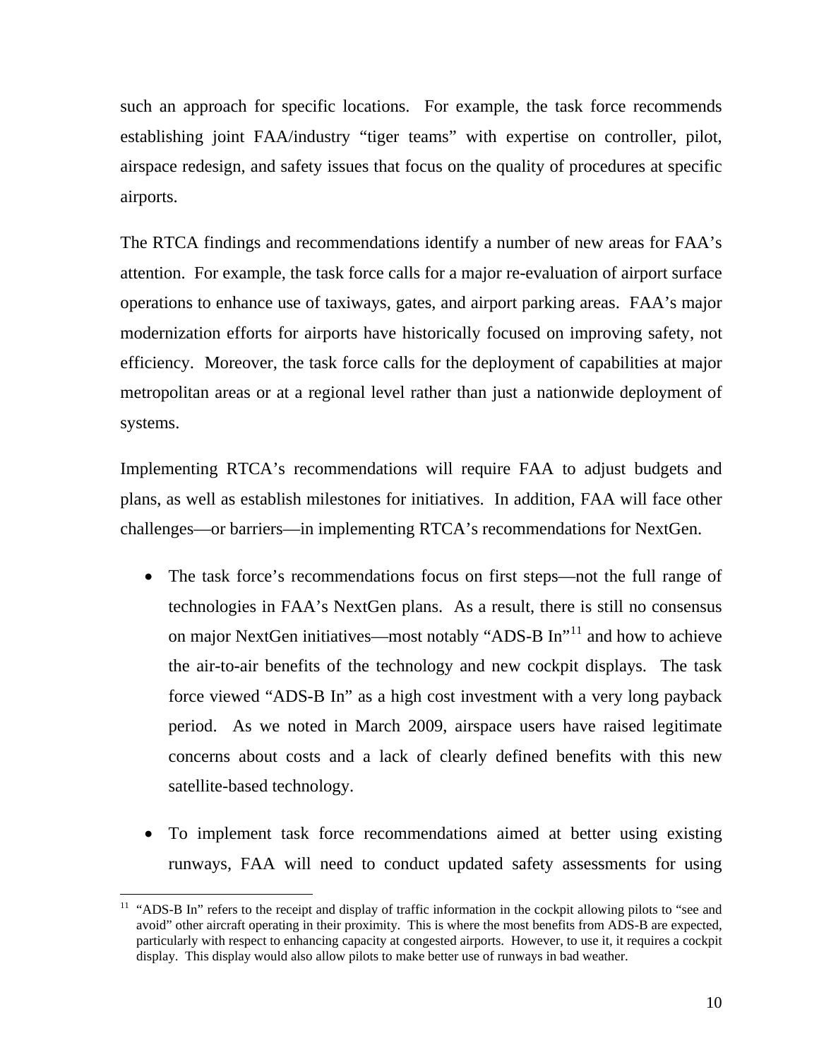such an approach for specific locations. For example, the task force recommends establishing joint FAA/industry "tiger teams" with expertise on controller, pilot, airspace redesign, and safety issues that focus on the quality of procedures at specific airports.

The RTCA findings and recommendations identify a number of new areas for FAA's attention. For example, the task force calls for a major re-evaluation of airport surface operations to enhance use of taxiways, gates, and airport parking areas. FAA's major modernization efforts for airports have historically focused on improving safety, not efficiency. Moreover, the task force calls for the deployment of capabilities at major metropolitan areas or at a regional level rather than just a nationwide deployment of systems.

Implementing RTCA's recommendations will require FAA to adjust budgets and plans, as well as establish milestones for initiatives. In addition, FAA will face other challenges—or barriers—in implementing RTCA's recommendations for NextGen.

- The task force's recommendations focus on first steps—not the full range of technologies in FAA's NextGen plans. As a result, there is still no consensus on major NextGen initiatives—most notably "ADS-B In"[11] and how to achieve the air-to-air benefits of the technology and new cockpit displays. The task force viewed "ADS-B In" as a high cost investment with a very long payback period. As we noted in March 2009, airspace users have raised legitimate concerns about costs and a lack of clearly defined benefits with this new satellite-based technology.

- To implement task force recommendations aimed at better using existing runways, FAA will need to conduct updated safety assessments for using

[11] "ADS-B In" refers to the receipt and display of traffic information in the cockpit allowing pilots to "see and avoid" other aircraft operating in their proximity. This is where the most benefits from ADS-B are expected, particularly with respect to enhancing capacity at congested airports. However, to use it, it requires a cockpit display. This display would also allow pilots to make better use of runways in bad weather.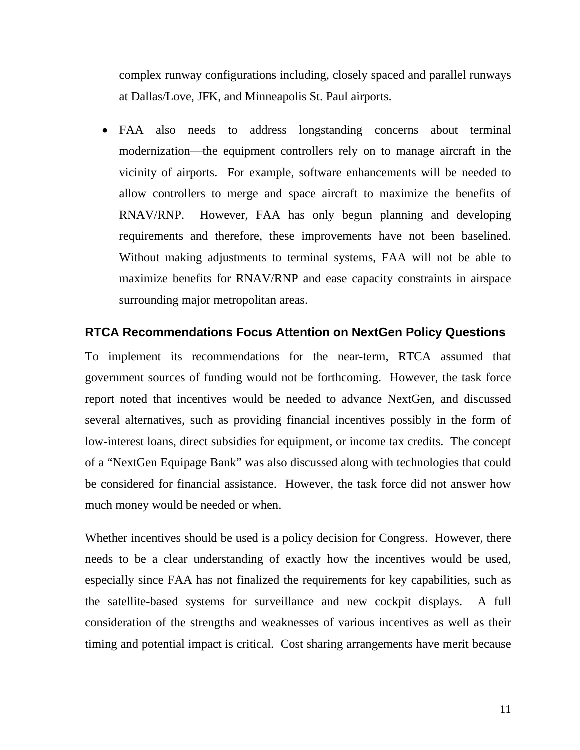complex runway configurations including, closely spaced and parallel runways at Dallas/Love, JFK, and Minneapolis St. Paul airports.

- FAA also needs to address longstanding concerns about terminal modernization—the equipment controllers rely on to manage aircraft in the vicinity of airports. For example, software enhancements will be needed to allow controllers to merge and space aircraft to maximize the benefits of RNAV/RNP. However, FAA has only begun planning and developing requirements and therefore, these improvements have not been baselined. Without making adjustments to terminal systems, FAA will not be able to maximize benefits for RNAV/RNP and ease capacity constraints in airspace surrounding major metropolitan areas.

## RTCA Recommendations Focus Attention on NextGen Policy Questions

To implement its recommendations for the near-term, RTCA assumed that government sources of funding would not be forthcoming. However, the task force report noted that incentives would be needed to advance NextGen, and discussed several alternatives, such as providing financial incentives possibly in the form of low-interest loans, direct subsidies for equipment, or income tax credits. The concept of a "NextGen Equipage Bank" was also discussed along with technologies that could be considered for financial assistance. However, the task force did not answer how much money would be needed or when.

Whether incentives should be used is a policy decision for Congress. However, there needs to be a clear understanding of exactly how the incentives would be used, especially since FAA has not finalized the requirements for key capabilities, such as the satellite-based systems for surveillance and new cockpit displays. A full consideration of the strengths and weaknesses of various incentives as well as their timing and potential impact is critical. Cost sharing arrangements have merit because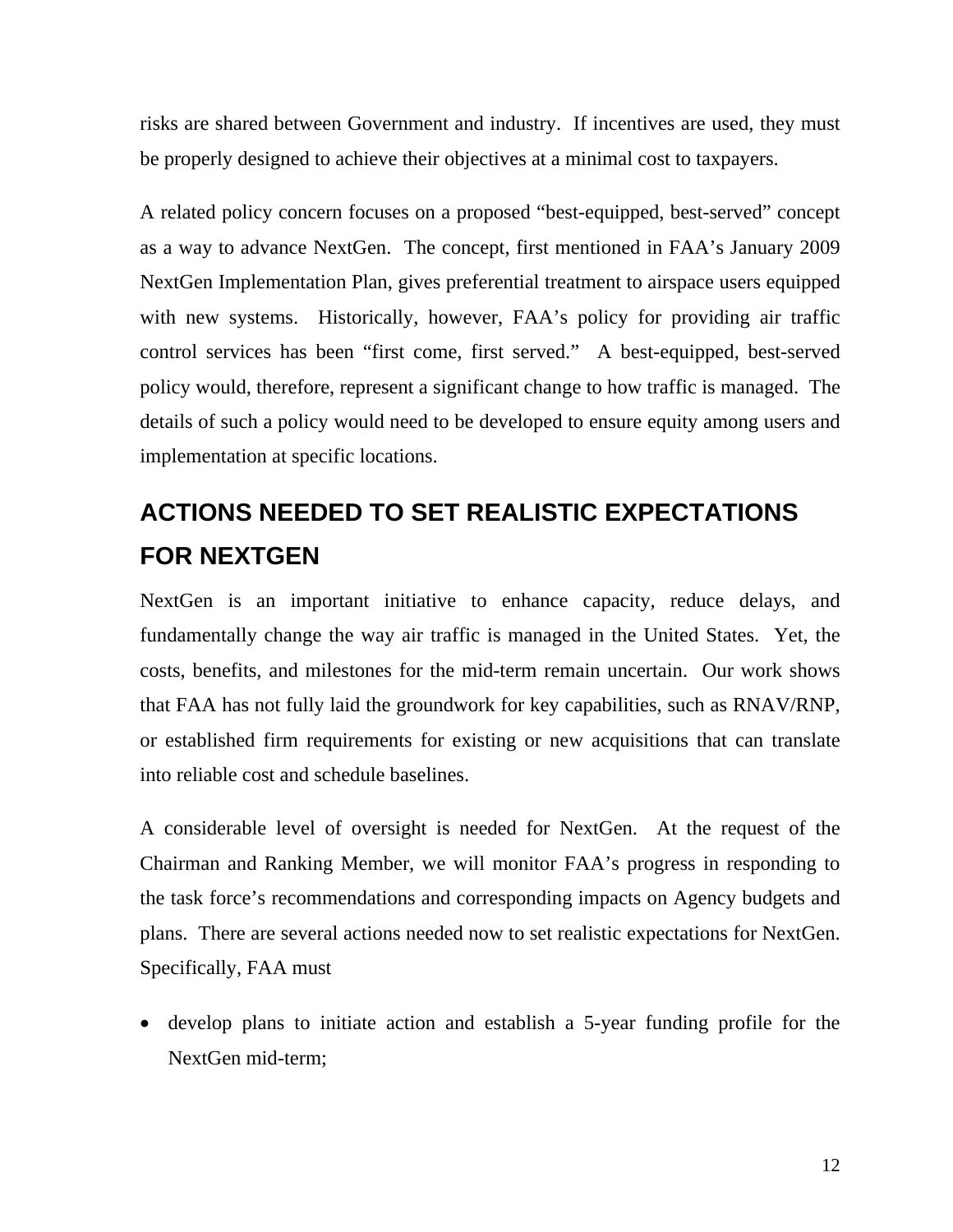risks are shared between Government and industry. If incentives are used, they must be properly designed to achieve their objectives at a minimal cost to taxpayers.

A related policy concern focuses on a proposed "best-equipped, best-served" concept as a way to advance NextGen. The concept, first mentioned in FAA's January 2009 NextGen Implementation Plan, gives preferential treatment to airspace users equipped with new systems. Historically, however, FAA's policy for providing air traffic control services has been "first come, first served." A best-equipped, best-served policy would, therefore, represent a significant change to how traffic is managed. The details of such a policy would need to be developed to ensure equity among users and implementation at specific locations.

## ACTIONS NEEDED TO SET REALISTIC EXPECTATIONS FOR NEXTGEN

NextGen is an important initiative to enhance capacity, reduce delays, and fundamentally change the way air traffic is managed in the United States. Yet, the costs, benefits, and milestones for the mid-term remain uncertain. Our work shows that FAA has not fully laid the groundwork for key capabilities, such as RNAV/RNP, or established firm requirements for existing or new acquisitions that can translate into reliable cost and schedule baselines.

A considerable level of oversight is needed for NextGen. At the request of the Chairman and Ranking Member, we will monitor FAA's progress in responding to the task force's recommendations and corresponding impacts on Agency budgets and plans. There are several actions needed now to set realistic expectations for NextGen. Specifically, FAA must

- develop plans to initiate action and establish a 5-year funding profile for the NextGen mid-term;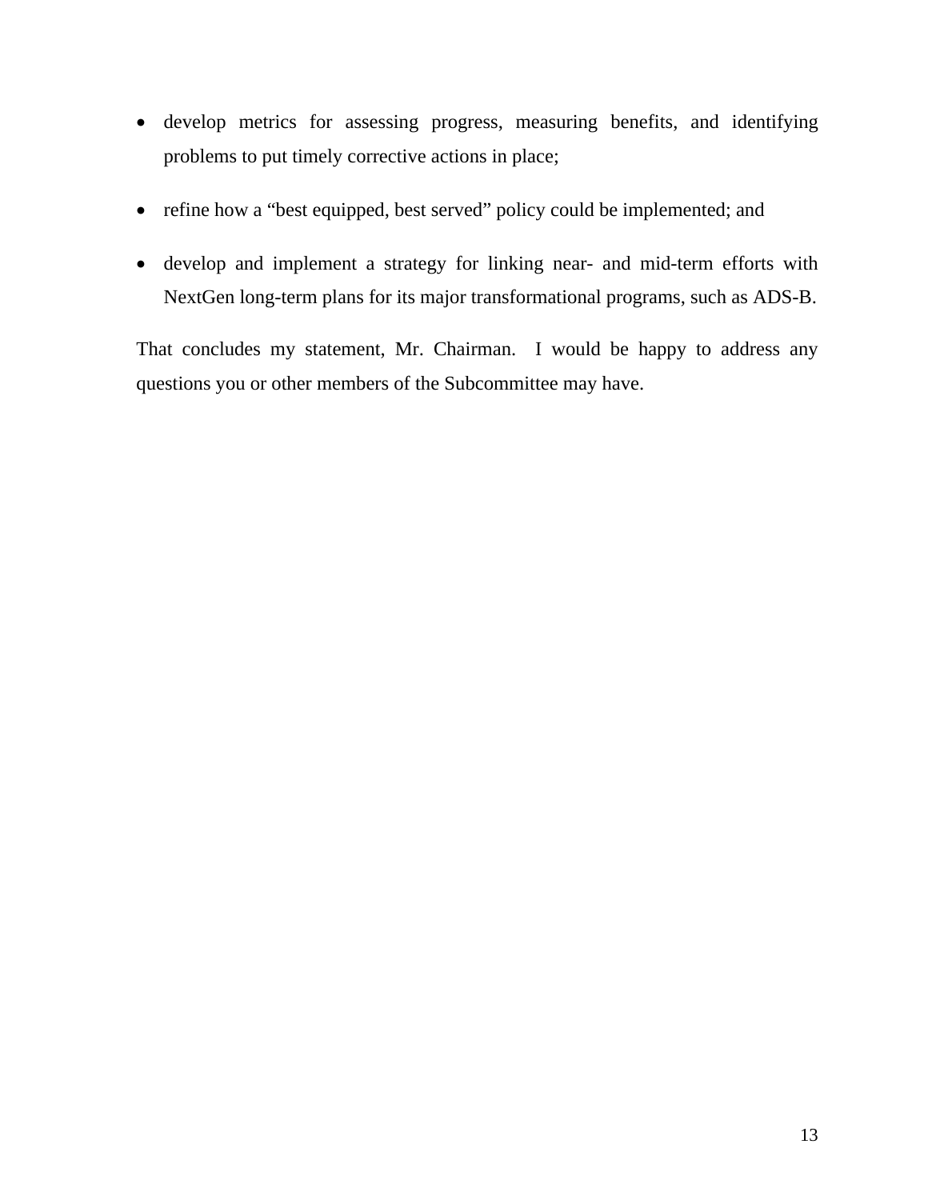- develop metrics for assessing progress, measuring benefits, and identifying problems to put timely corrective actions in place;
- refine how a "best equipped, best served" policy could be implemented; and
- develop and implement a strategy for linking near- and mid-term efforts with NextGen long-term plans for its major transformational programs, such as ADS-B.

That concludes my statement, Mr. Chairman. I would be happy to address any questions you or other members of the Subcommittee may have.